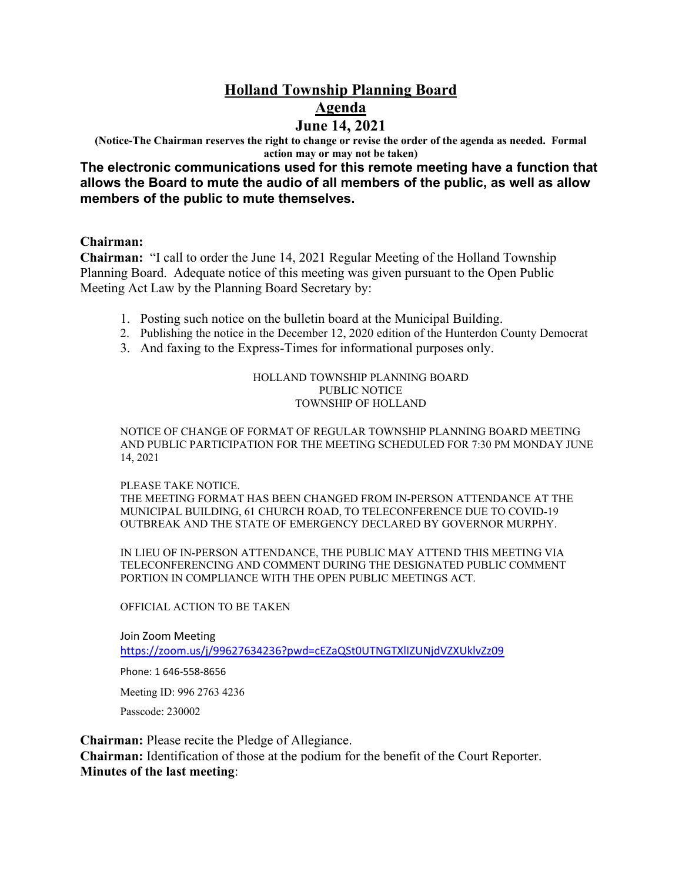# Holland Township Planning Board

## Agenda

## June 14, 2021

**(Notice-The Chairman reserves the right to change or revise the order of the agenda as needed. Formal action may or may not be taken)**

**The electronic communications used for this remote meeting have a function that allows the Board to mute the audio of all members of the public, as well as allow members of the public to mute themselves.**

**Chairman:**

**Chairman:** "I call to order the June 14, 2021 Regular Meeting of the Holland Township Planning Board. Adequate notice of this meeting was given pursuant to the Open Public Meeting Act Law by the Planning Board Secretary by:

1. Posting such notice on the bulletin board at the Municipal Building.
2. Publishing the notice in the December 12, 2020 edition of the Hunterdon County Democrat
3. And faxing to the Express-Times for informational purposes only.

HOLLAND TOWNSHIP PLANNING BOARD
PUBLIC NOTICE
TOWNSHIP OF HOLLAND

NOTICE OF CHANGE OF FORMAT OF REGULAR TOWNSHIP PLANNING BOARD MEETING AND PUBLIC PARTICIPATION FOR THE MEETING SCHEDULED FOR 7:30 PM MONDAY JUNE 14, 2021

PLEASE TAKE NOTICE.
THE MEETING FORMAT HAS BEEN CHANGED FROM IN-PERSON ATTENDANCE AT THE MUNICIPAL BUILDING, 61 CHURCH ROAD, TO TELECONFERENCE DUE TO COVID-19 OUTBREAK AND THE STATE OF EMERGENCY DECLARED BY GOVERNOR MURPHY.

IN LIEU OF IN-PERSON ATTENDANCE, THE PUBLIC MAY ATTEND THIS MEETING VIA TELECONFERENCING AND COMMENT DURING THE DESIGNATED PUBLIC COMMENT PORTION IN COMPLIANCE WITH THE OPEN PUBLIC MEETINGS ACT.

OFFICIAL ACTION TO BE TAKEN

Join Zoom Meeting
https://zoom.us/j/99627634236?pwd=cEZaQSt0UTNGTXlIZUNjdVZXUklvZz09

Phone: 1 646-558-8656

Meeting ID: 996 2763 4236

Passcode: 230002

**Chairman:** Please recite the Pledge of Allegiance.
**Chairman:** Identification of those at the podium for the benefit of the Court Reporter.
**Minutes of the last meeting**: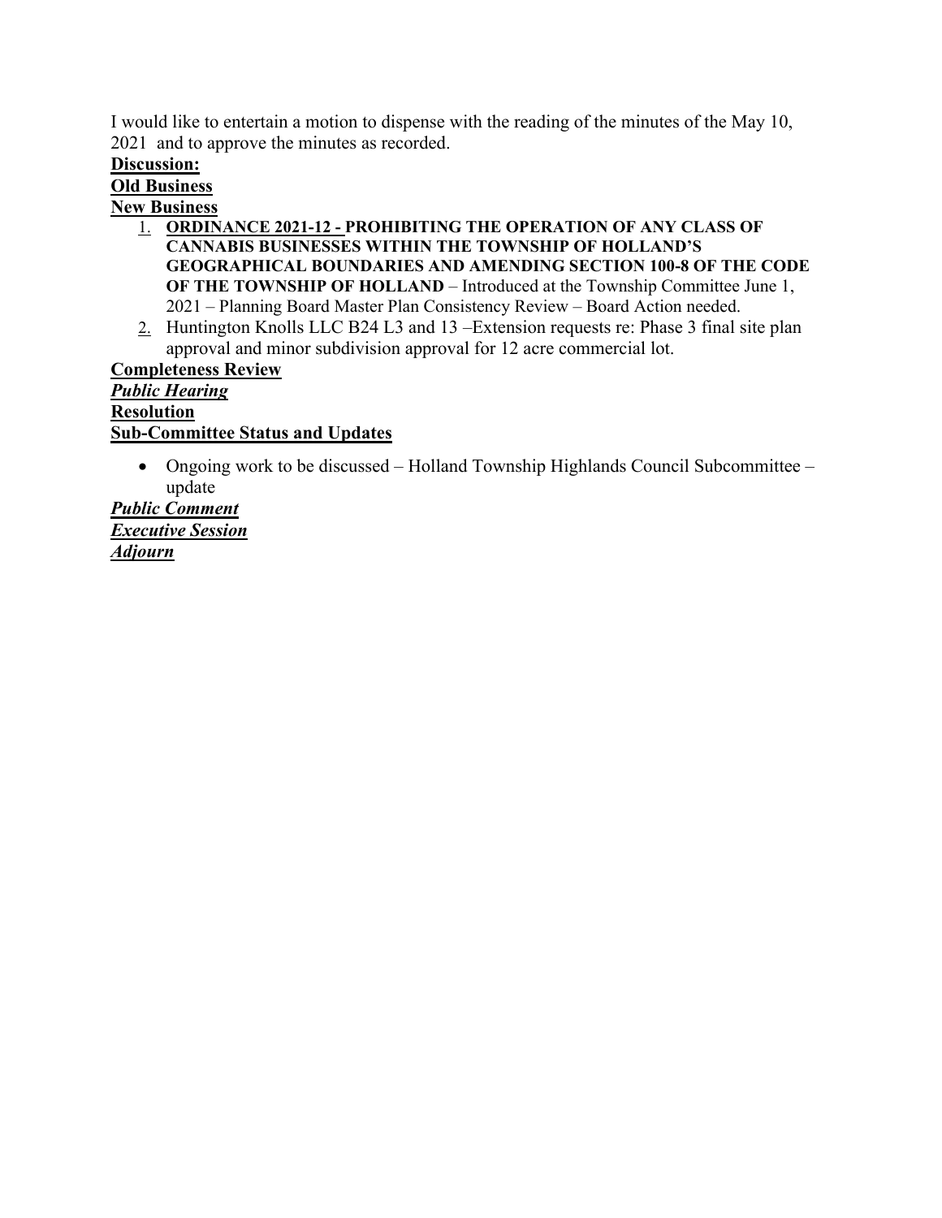I would like to entertain a motion to dispense with the reading of the minutes of the May 10, 2021 and to approve the minutes as recorded.

**Discussion:**

**Old Business**

**New Business**

1. **ORDINANCE 2021-12 - PROHIBITING THE OPERATION OF ANY CLASS OF CANNABIS BUSINESSES WITHIN THE TOWNSHIP OF HOLLAND'S GEOGRAPHICAL BOUNDARIES AND AMENDING SECTION 100-8 OF THE CODE OF THE TOWNSHIP OF HOLLAND** – Introduced at the Township Committee June 1, 2021 – Planning Board Master Plan Consistency Review – Board Action needed.
2. Huntington Knolls LLC B24 L3 and 13 –Extension requests re: Phase 3 final site plan approval and minor subdivision approval for 12 acre commercial lot.

**Completeness Review**

***Public Hearing***

**Resolution**

**Sub-Committee Status and Updates**

- Ongoing work to be discussed – Holland Township Highlands Council Subcommittee – update

***Public Comment***

***Executive Session***

***Adjourn***